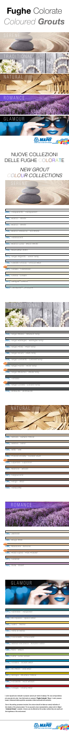# Fughe Colorate

## *Coloured Grouts*

SERENE

TRADITIONAL

NATURAL

ROMANCE

GLAMOUR

## NUOVE COLLEZIONI DELLE FUGHE COLORATE

## *NEW GROUT COLOUR COLLECTIONS*

### SERENE

- 289 Trasparente - Transparent
- 100 Bianco - White
- 103 Bianco - White
- 110 Bianco Manhattan - Manhattan White
- 111 Grigio Argento - Silver Grey
- 119 Grigio Londra - London Grey
- 130 Jasmine
- 131 Vaniglia - Vanilla
- 132 Beige 2000
- 135 Sabbia Dorata - Golden Dust

### TRADITIONAL

- 112 Grigio Medio - Medium Grey
- 113 Grigio Cemento - Cement Grey
- 114 Antracite - Anthracite
- 115 Grigio Fiume - River Grey
- 116 Grigio Muschio - Moss Grey
- 120 Nero - Black
- 142 Marrone - Brown
- 143 Terracotta
- 144 Cioccolato - Chocolate
- 145 Terra di Siena

### NATURAL

- 133 Sabbia - Sand
- 134 Seta - Silk
- 136 Fango - Mud
- 137 Caraibi - Caribbean
- 138 Mandorla - Almond
- 139 Rosa Cipria - Pink Powder
- 141 Caramel
- 149 Sabbia Vulcanica - Volcanic Sand
- 150 Giallo - Yellow
- 152 Liquirizia - Liquorice

### ROMANCE

- 130 Jasmine
- 132 Beige 2000
- 138 Mandorla - Almond
- 139 Rosa Cipria - Pink Powder
- 141 Caramel
- 162 Viola - Violet

### GLAMOUR

- 170 Turchese - Turquoise
- 171 Blu Zaffiro - Sapphire Blue
- 150 Giallo - Yellow
- 145 Terra di Siena
- 144 Cioccolato - Chocolate
- 149 Sabbia Vulcanica - Volcanic Sand
- 120 Nero - Black
- 172 Blu Spazio - Space Blue
- 173 Blu Oceano - Ocean Blue
- 174 Tornado
- 282 Blu Ottanio - Petrol Blue
- 183 Rosso - Red
- 184 Rosso Oriente - Oriental Red

I colori riportati sono indicativi e possono variare per motivi di stampa. Per una corrispondenza più accurata dei colori, fare riferimento al campionario "Fughe Colorate" Mapei. I colori possono essere influenzati dalla superficie, ambiente e dalle condizioni di posa dell'ambiente.

*Due to the printing processes involved, the colours should be taken as merely indicative of the shades of the actual product. For an accurate colour representation, please refer to Mapei "Coloured Grouts" samples. Colours can be affected by the surface (where they are used) and the brightness of the environment.*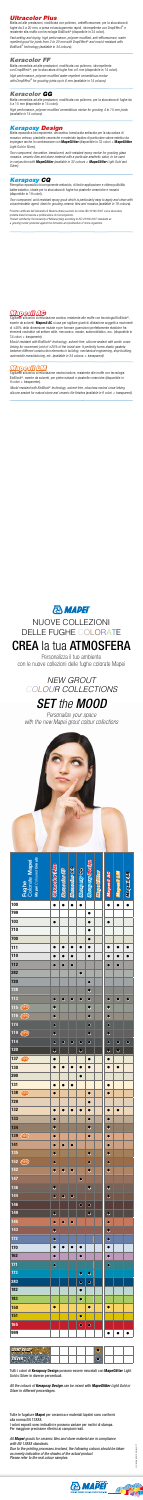## Ultracolor Plus

Malta cementizia ad alte prestazioni, modificata con polimero, antiefflorescenze, per la stuccatura di fughe da 2 a 20 mm, a presa ed asciugamento rapido, idrorepellente con DropEffect® e resistente alla muffa con tecnologia BioBlock® (disponibile in 34 colori).

*Fast-setting and drying, high-performance, polymer-modified, anti-efflorescence, water-repellent grout for joints from 2 to 20 mm with DropEffect® and mould-resistant with BioBlock® technology (available in 34 colours).*

## Keracolor FF

Malta cementizia ad alte prestazioni, modificata con polimero, idrorepellente con DropEffect®, per la stuccatura di fughe fino a 6 mm (disponibile in 14 colori).

*High-performance, polymer-modified water-repellent cementitious mortar with DropEffect® for grouting joints up to 6 mm (available in 14 colours).*

## Keracolor GG

Malta cementizia ad alte prestazioni, modificata con polimero, per la stuccatura di fughe da 4 a 15 mm (disponibile in 12 colori).

*High-performance, polymer-modified cementitious mortar for grouting 4 to 15 mm joints (available in 12 colours).*

## Kerapoxy Design

Malta epossidica bicomponente, decorativa, traslucida adatta anche per la stuccatura di mosaico vetroso, piastrelle ceramiche e materiale lapideo di particolare valore estetico da miscelare anche in combinazione con **MapeGlitter** (disponibile in 26 colori + **MapeGlitter** Light Gold e Silver).

*Two-component, decorative, translucent, acid-resistant epoxy mortar for grouting glass mosaics, ceramic tiles and stone material with a particular aesthetic value, to be used in conjunction with **MapeGlitter** (available in 26 colours + **MapeGlitter** Light Gold and Silver).*

## Kerapoxy CQ

Malta epossidica bicomponente antiacida, adatta in diverse applicazioni e elevata pulibilità, per la stuccatura di fughe di piastrelle ceramiche e mosaici (disponibile in 19 colori).

*Two-component, acid-resistant epoxy grout which is particularly easy to apply and clean, ideal for grouting ceramic tiles and mosaics (available in 19 colours).*

## Mapesil AC

Sigillante siliconico acetico puro, resistente alle muffe con tecnologia BioBlock®, esente da solventi (disponibile in 36 colori + trasparente).

*Mould-resistant pure acetic silicone sealant with BioBlock® technology, solvent-free (available in 36 colours + transparent).*

## Mapesil LM

Sigillante siliconico neutro per pietre naturali, resistente alle muffe con tecnologia BioBlock® (disponibile in 8 colori + trasparente).

*Mould-resistant neutral silicone sealant for natural stone with BioBlock® technology (available in 8 colours + transparent).*

# NUOVE COLLEZIONI DELLE FUGHE COLORATE

# CREA la tua ATMOSFERA

Personalizza il tuo ambiente con le nuove collezioni delle fughe colorate Mapei

# NEW GROUT COLOUR COLLECTIONS

# SET the MOOD

*Personalize your space with the new Mapei grout colour collections*

Tutti i colori di **Kerapoxy Design** possono essere miscelati con **MapeGlitter** Light Gold e Silver in diverse percentuali.

*All the colours of **Kerapoxy Design** can be mixed with **MapeGlitter** Light Gold or Silver in different proportions.*

Tutte le fughe **Mapei** per ceramica e materiali lapidei sono conformi alla normativa EN 13888. I colori sopra riportati sono indicativi e possono variare per motivi di stampa. Per maggiori precisioni riferirsi ai campioni reali.

*All **Mapei** grouts for ceramic tiles and stone are conform to EN 13888 standards. Due to the printing process involved, the following colours should be taken as merely indicative of the shades of the actual product. Please refer to the real colour samples.*